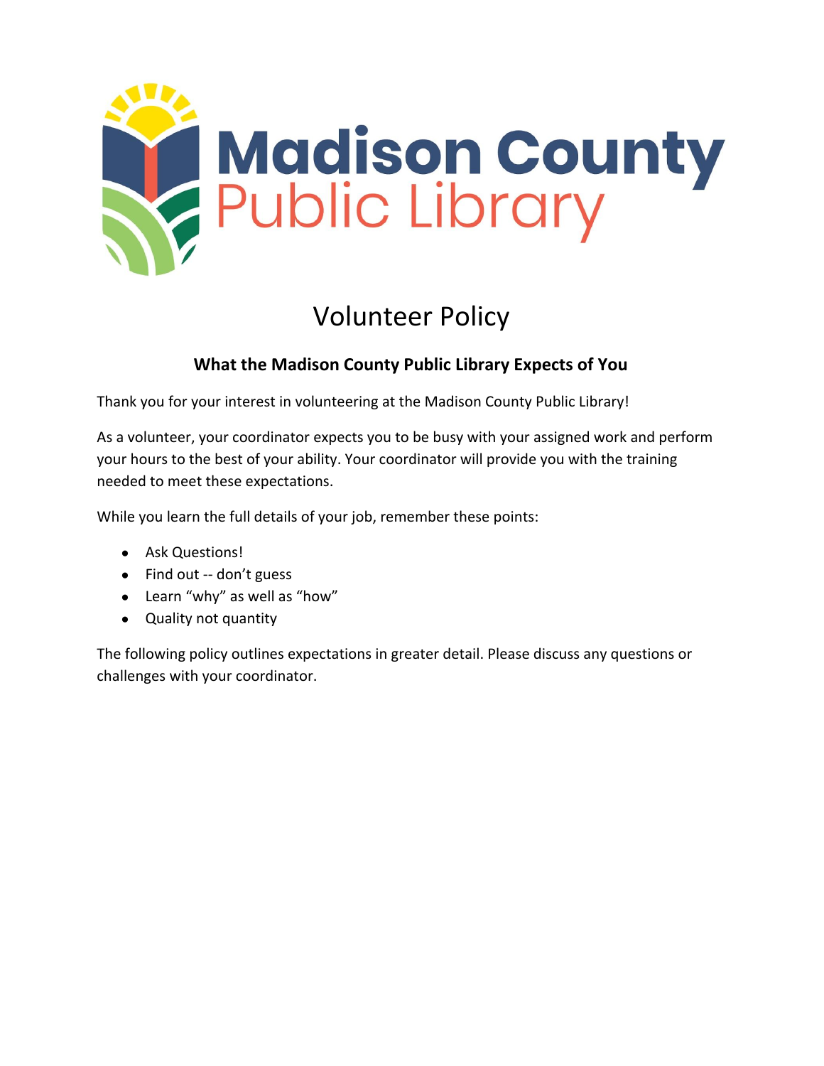Madison County Public Library

# Volunteer Policy

## What the Madison County Public Library Expects of You

Thank you for your interest in volunteering at the Madison County Public Library!

As a volunteer, your coordinator expects you to be busy with your assigned work and perform your hours to the best of your ability. Your coordinator will provide you with the training needed to meet these expectations.

While you learn the full details of your job, remember these points:

- Ask Questions!
- Find out -- don't guess
- Learn "why" as well as "how"
- Quality not quantity

The following policy outlines expectations in greater detail. Please discuss any questions or challenges with your coordinator.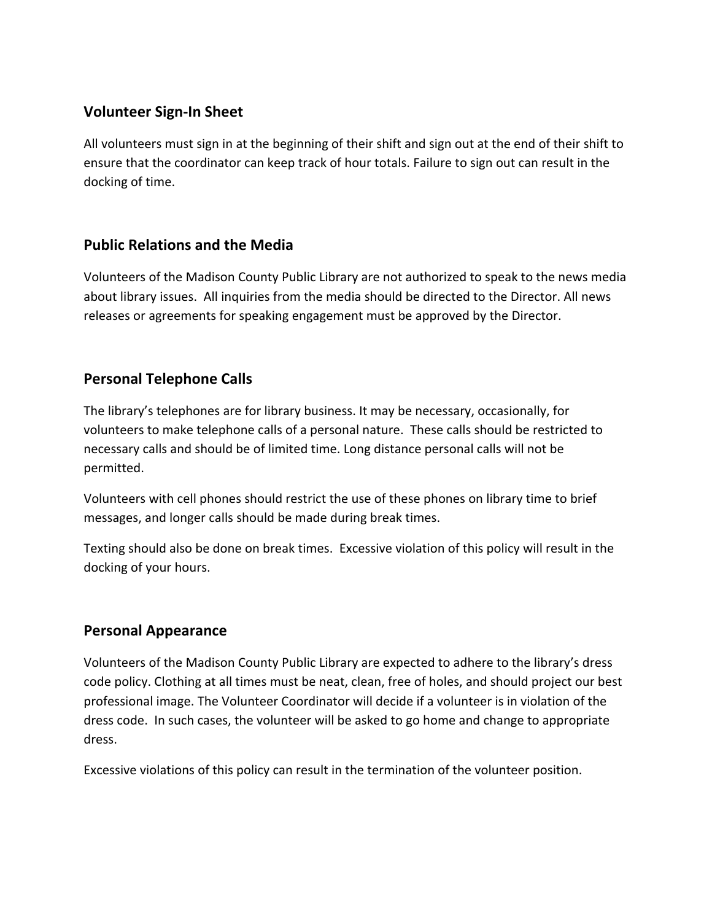## Volunteer Sign-In Sheet

All volunteers must sign in at the beginning of their shift and sign out at the end of their shift to ensure that the coordinator can keep track of hour totals. Failure to sign out can result in the docking of time.

## Public Relations and the Media

Volunteers of the Madison County Public Library are not authorized to speak to the news media about library issues. All inquiries from the media should be directed to the Director. All news releases or agreements for speaking engagement must be approved by the Director.

## Personal Telephone Calls

The library's telephones are for library business. It may be necessary, occasionally, for volunteers to make telephone calls of a personal nature. These calls should be restricted to necessary calls and should be of limited time. Long distance personal calls will not be permitted.

Volunteers with cell phones should restrict the use of these phones on library time to brief messages, and longer calls should be made during break times.

Texting should also be done on break times. Excessive violation of this policy will result in the docking of your hours.

## Personal Appearance

Volunteers of the Madison County Public Library are expected to adhere to the library's dress code policy. Clothing at all times must be neat, clean, free of holes, and should project our best professional image. The Volunteer Coordinator will decide if a volunteer is in violation of the dress code. In such cases, the volunteer will be asked to go home and change to appropriate dress.

Excessive violations of this policy can result in the termination of the volunteer position.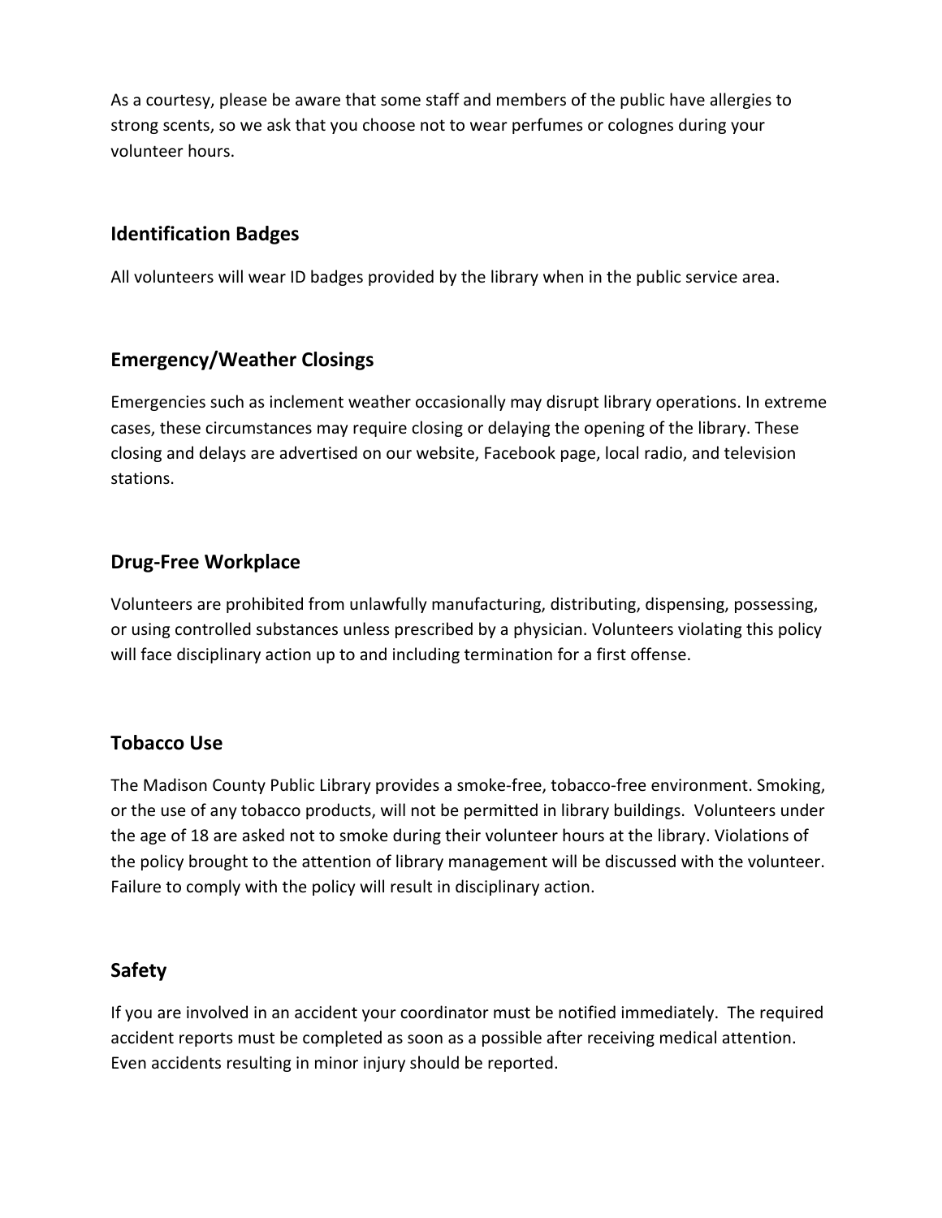As a courtesy, please be aware that some staff and members of the public have allergies to strong scents, so we ask that you choose not to wear perfumes or colognes during your volunteer hours.

## Identification Badges

All volunteers will wear ID badges provided by the library when in the public service area.

## Emergency/Weather Closings

Emergencies such as inclement weather occasionally may disrupt library operations. In extreme cases, these circumstances may require closing or delaying the opening of the library. These closing and delays are advertised on our website, Facebook page, local radio, and television stations.

## Drug-Free Workplace

Volunteers are prohibited from unlawfully manufacturing, distributing, dispensing, possessing, or using controlled substances unless prescribed by a physician. Volunteers violating this policy will face disciplinary action up to and including termination for a first offense.

## Tobacco Use

The Madison County Public Library provides a smoke-free, tobacco-free environment. Smoking, or the use of any tobacco products, will not be permitted in library buildings. Volunteers under the age of 18 are asked not to smoke during their volunteer hours at the library. Violations of the policy brought to the attention of library management will be discussed with the volunteer. Failure to comply with the policy will result in disciplinary action.

## Safety

If you are involved in an accident your coordinator must be notified immediately. The required accident reports must be completed as soon as a possible after receiving medical attention. Even accidents resulting in minor injury should be reported.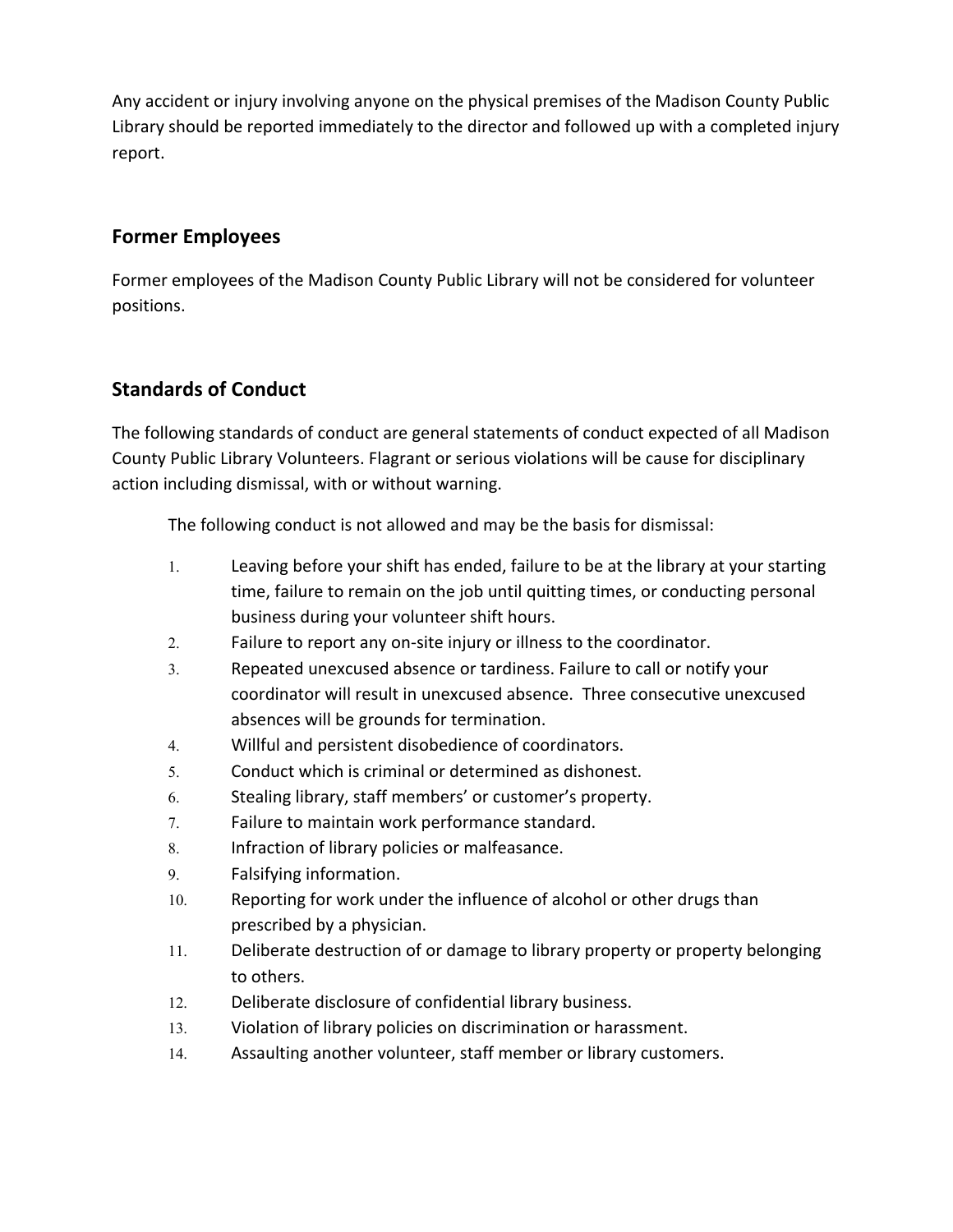Any accident or injury involving anyone on the physical premises of the Madison County Public Library should be reported immediately to the director and followed up with a completed injury report.

## Former Employees

Former employees of the Madison County Public Library will not be considered for volunteer positions.

## Standards of Conduct

The following standards of conduct are general statements of conduct expected of all Madison County Public Library Volunteers. Flagrant or serious violations will be cause for disciplinary action including dismissal, with or without warning.

The following conduct is not allowed and may be the basis for dismissal:

1. Leaving before your shift has ended, failure to be at the library at your starting time, failure to remain on the job until quitting times, or conducting personal business during your volunteer shift hours.
2. Failure to report any on-site injury or illness to the coordinator.
3. Repeated unexcused absence or tardiness. Failure to call or notify your coordinator will result in unexcused absence. Three consecutive unexcused absences will be grounds for termination.
4. Willful and persistent disobedience of coordinators.
5. Conduct which is criminal or determined as dishonest.
6. Stealing library, staff members' or customer's property.
7. Failure to maintain work performance standard.
8. Infraction of library policies or malfeasance.
9. Falsifying information.
10. Reporting for work under the influence of alcohol or other drugs than prescribed by a physician.
11. Deliberate destruction of or damage to library property or property belonging to others.
12. Deliberate disclosure of confidential library business.
13. Violation of library policies on discrimination or harassment.
14. Assaulting another volunteer, staff member or library customers.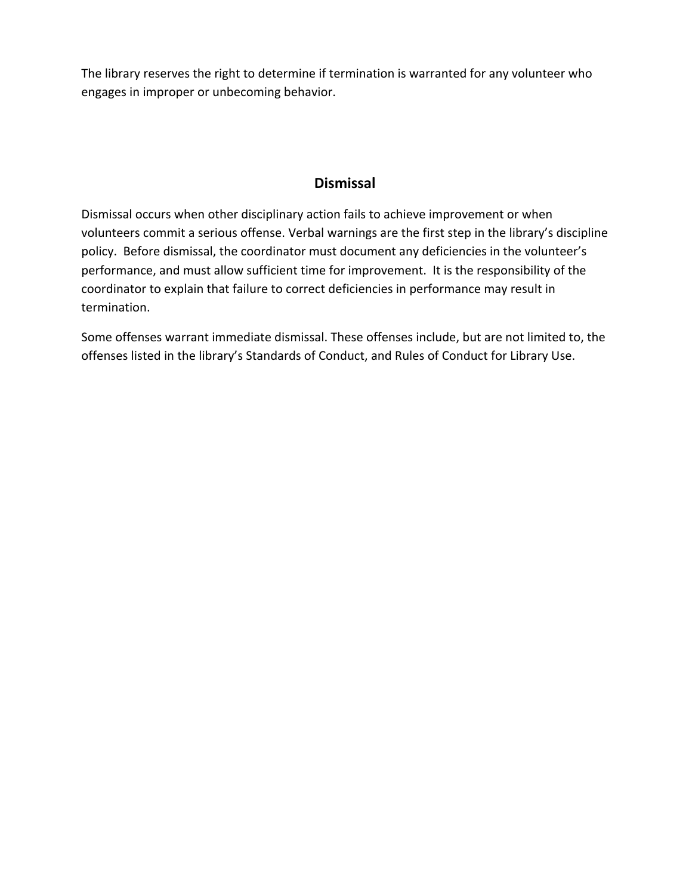The library reserves the right to determine if termination is warranted for any volunteer who engages in improper or unbecoming behavior.

## Dismissal

Dismissal occurs when other disciplinary action fails to achieve improvement or when volunteers commit a serious offense. Verbal warnings are the first step in the library's discipline policy. Before dismissal, the coordinator must document any deficiencies in the volunteer's performance, and must allow sufficient time for improvement. It is the responsibility of the coordinator to explain that failure to correct deficiencies in performance may result in termination.

Some offenses warrant immediate dismissal. These offenses include, but are not limited to, the offenses listed in the library's Standards of Conduct, and Rules of Conduct for Library Use.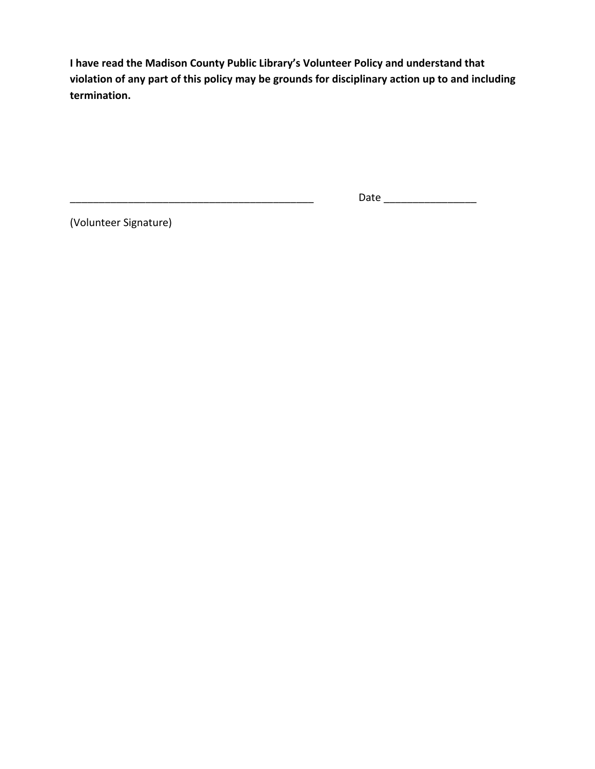**I have read the Madison County Public Library's Volunteer Policy and understand that violation of any part of this policy may be grounds for disciplinary action up to and including termination.**

_____________________________________________ Date ________________

(Volunteer Signature)